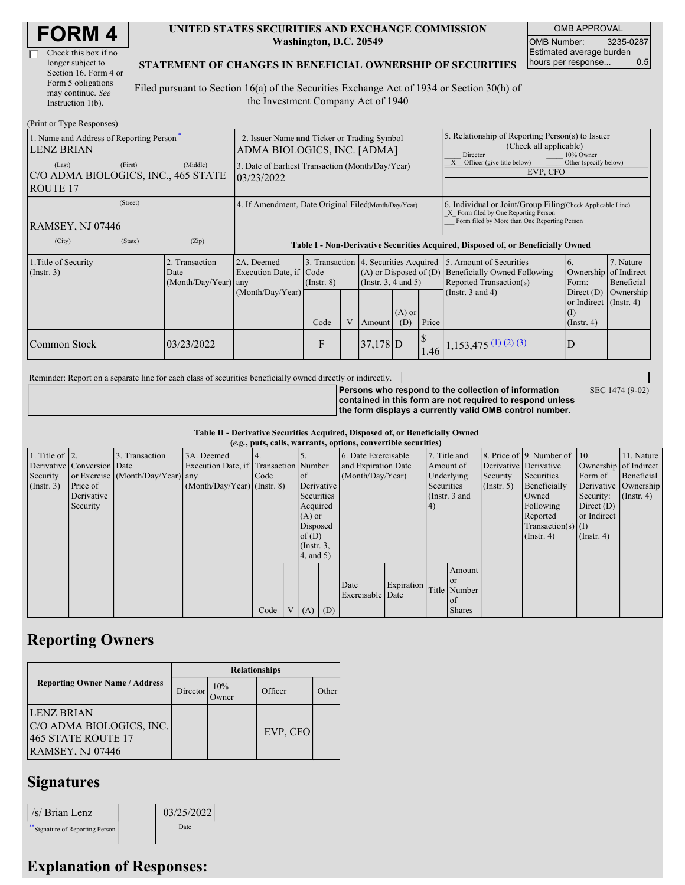# FORM 4

☐ Check this box if no longer subject to Section 16. Form 4 or Form 5 obligations may continue. *See* Instruction 1(b).

**UNITED STATES SECURITIES AND EXCHANGE COMMISSION**
**Washington, D.C. 20549**

**STATEMENT OF CHANGES IN BENEFICIAL OWNERSHIP OF SECURITIES**

Filed pursuant to Section 16(a) of the Securities Exchange Act of 1934 or Section 30(h) of the Investment Company Act of 1940

| OMB APPROVAL | |
|---|---|
| OMB Number: | 3235-0287 |
| Estimated average burden hours per response... | 0.5 |

(Print or Type Responses)

| 1. Name and Address of Reporting Person* | 2. Issuer Name **and** Ticker or Trading Symbol | 5. Relationship of Reporting Person(s) to Issuer (Check all applicable) |
|---|---|---|
| LENZ BRIAN | ADMA BIOLOGICS, INC. [ADMA] | ___ Director ___ 10% Owner |
| (Last) (First) (Middle) C/O ADMA BIOLOGICS, INC., 465 STATE ROUTE 17 | 3. Date of Earliest Transaction (Month/Day/Year) 03/23/2022 | _X_ Officer (give title below) ___ Other (specify below) EVP, CFO |
| (Street) RAMSEY, NJ 07446 (City) (State) (Zip) | 4. If Amendment, Date Original Filed (Month/Day/Year) | 6. Individual or Joint/Group Filing (Check Applicable Line) _X_ Form filed by One Reporting Person ___ Form filed by More than One Reporting Person |

**Table I - Non-Derivative Securities Acquired, Disposed of, or Beneficially Owned**

| 1.Title of Security (Instr. 3) | 2. Transaction Date (Month/Day/Year) | 2A. Deemed Execution Date, if any (Month/Day/Year) | 3. Transaction Code (Instr. 8) | | 4. Securities Acquired (A) or Disposed of (D) (Instr. 3, 4 and 5) | | | 5. Amount of Securities Beneficially Owned Following Reported Transaction(s) (Instr. 3 and 4) | 6. Ownership Form: Direct (D) or Indirect (I) (Instr. 4) | 7. Nature of Indirect Beneficial Ownership (Instr. 4) |
|---|---|---|---|---|---|---|---|---|---|---|
| | | | Code | V | Amount | (A) or (D) | Price | | | |
| Common Stock | 03/23/2022 | | F | | 37,178 | D | $ 1.46 | 1,153,475 (1) (2) (3) | D | |

Reminder: Report on a separate line for each class of securities beneficially owned directly or indirectly.

**Persons who respond to the collection of information contained in this form are not required to respond unless the form displays a currently valid OMB control number.** SEC 1474 (9-02)

**Table II - Derivative Securities Acquired, Disposed of, or Beneficially Owned**
***(e.g.*, puts, calls, warrants, options, convertible securities)**

| 1. Title of Derivative Security (Instr. 3) | 2. Conversion or Exercise Price of Derivative Security | 3. Transaction Date (Month/Day/Year) | 3A. Deemed Execution Date, if any (Month/Day/Year) | 4. Transaction Code (Instr. 8) | | 5. Number of Derivative Securities Acquired (A) or Disposed of (D) (Instr. 3, 4, and 5) | | 6. Date Exercisable and Expiration Date (Month/Day/Year) | | 7. Title and Amount of Underlying Securities (Instr. 3 and 4) | | 8. Price of Derivative Security (Instr. 5) | 9. Number of Derivative Securities Beneficially Owned Following Reported Transaction(s) (Instr. 4) | 10. Ownership Form of Derivative Security: Direct (D) or Indirect (I) (Instr. 4) | 11. Nature of Indirect Beneficial Ownership (Instr. 4) |
|---|---|---|---|---|---|---|---|---|---|---|---|---|---|---|---|
| | | | | Code | V | (A) | (D) | Date Exercisable | Expiration Date | Title | Amount or Number of Shares | | | | |

## Reporting Owners

| Reporting Owner Name / Address | Relationships | | | |
|---|---|---|---|---|
| | Director | 10% Owner | Officer | Other |
| LENZ BRIAN C/O ADMA BIOLOGICS, INC. 465 STATE ROUTE 17 RAMSEY, NJ 07446 | | | EVP, CFO | |

## Signatures

| /s/ Brian Lenz | 03/25/2022 |
|---|---|
| **Signature of Reporting Person | Date |

## Explanation of Responses: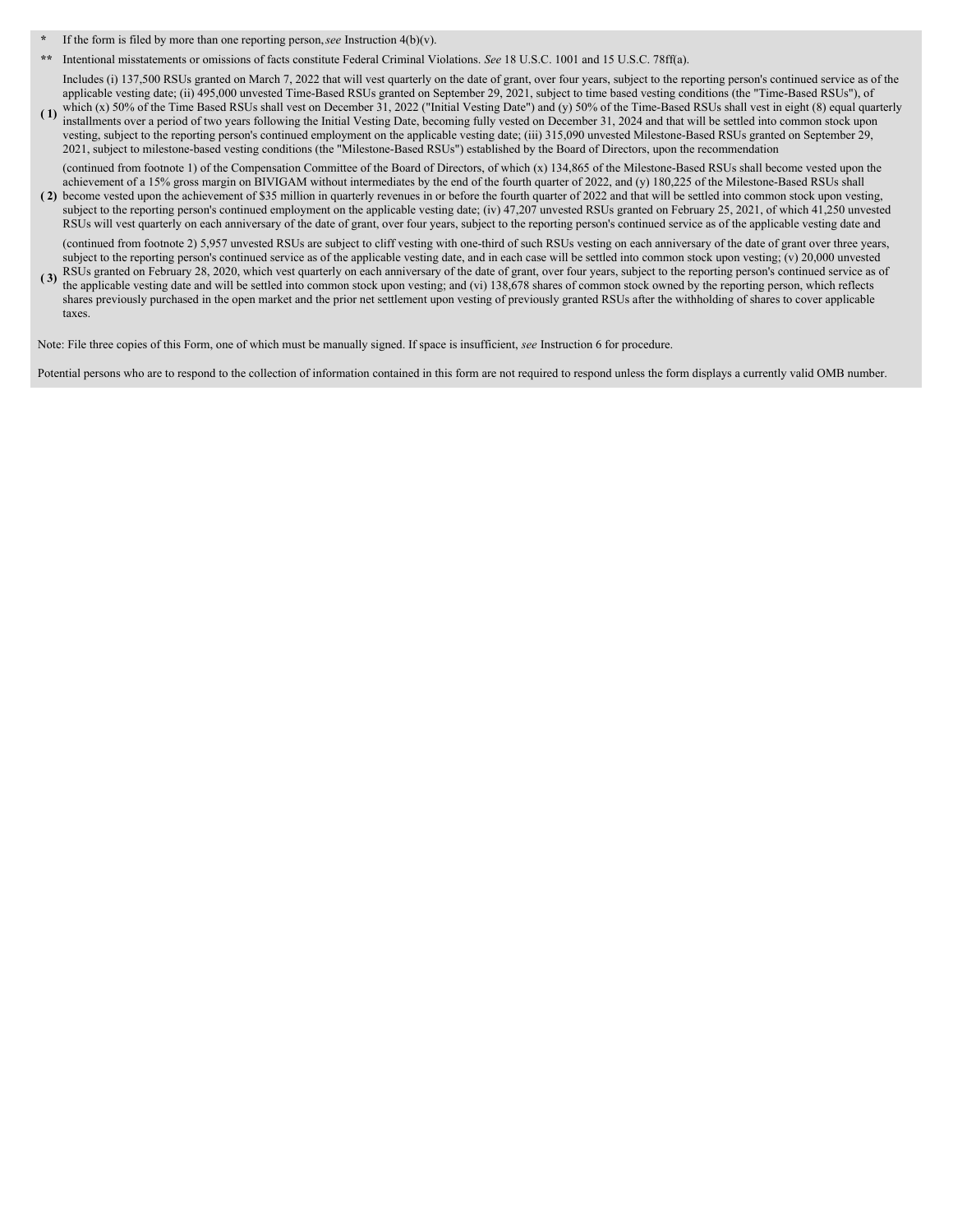\* If the form is filed by more than one reporting person, *see* Instruction 4(b)(v).

\*\* Intentional misstatements or omissions of facts constitute Federal Criminal Violations. *See* 18 U.S.C. 1001 and 15 U.S.C. 78ff(a).

( 1) Includes (i) 137,500 RSUs granted on March 7, 2022 that will vest quarterly on the date of grant, over four years, subject to the reporting person's continued service as of the applicable vesting date; (ii) 495,000 unvested Time-Based RSUs granted on September 29, 2021, subject to time based vesting conditions (the "Time-Based RSUs"), of which (x) 50% of the Time Based RSUs shall vest on December 31, 2022 ("Initial Vesting Date") and (y) 50% of the Time-Based RSUs shall vest in eight (8) equal quarterly installments over a period of two years following the Initial Vesting Date, becoming fully vested on December 31, 2024 and that will be settled into common stock upon vesting, subject to the reporting person's continued employment on the applicable vesting date; (iii) 315,090 unvested Milestone-Based RSUs granted on September 29, 2021, subject to milestone-based vesting conditions (the "Milestone-Based RSUs") established by the Board of Directors, upon the recommendation

( 2) (continued from footnote 1) of the Compensation Committee of the Board of Directors, of which (x) 134,865 of the Milestone-Based RSUs shall become vested upon the achievement of a 15% gross margin on BIVIGAM without intermediates by the end of the fourth quarter of 2022, and (y) 180,225 of the Milestone-Based RSUs shall become vested upon the achievement of $35 million in quarterly revenues in or before the fourth quarter of 2022 and that will be settled into common stock upon vesting, subject to the reporting person's continued employment on the applicable vesting date; (iv) 47,207 unvested RSUs granted on February 25, 2021, of which 41,250 unvested RSUs will vest quarterly on each anniversary of the date of grant, over four years, subject to the reporting person's continued service as of the applicable vesting date and

( 3) (continued from footnote 2) 5,957 unvested RSUs are subject to cliff vesting with one-third of such RSUs vesting on each anniversary of the date of grant over three years, subject to the reporting person's continued service as of the applicable vesting date, and in each case will be settled into common stock upon vesting; (v) 20,000 unvested RSUs granted on February 28, 2020, which vest quarterly on each anniversary of the date of grant, over four years, subject to the reporting person's continued service as of the applicable vesting date and will be settled into common stock upon vesting; and (vi) 138,678 shares of common stock owned by the reporting person, which reflects shares previously purchased in the open market and the prior net settlement upon vesting of previously granted RSUs after the withholding of shares to cover applicable taxes.

Note: File three copies of this Form, one of which must be manually signed. If space is insufficient, *see* Instruction 6 for procedure.

Potential persons who are to respond to the collection of information contained in this form are not required to respond unless the form displays a currently valid OMB number.